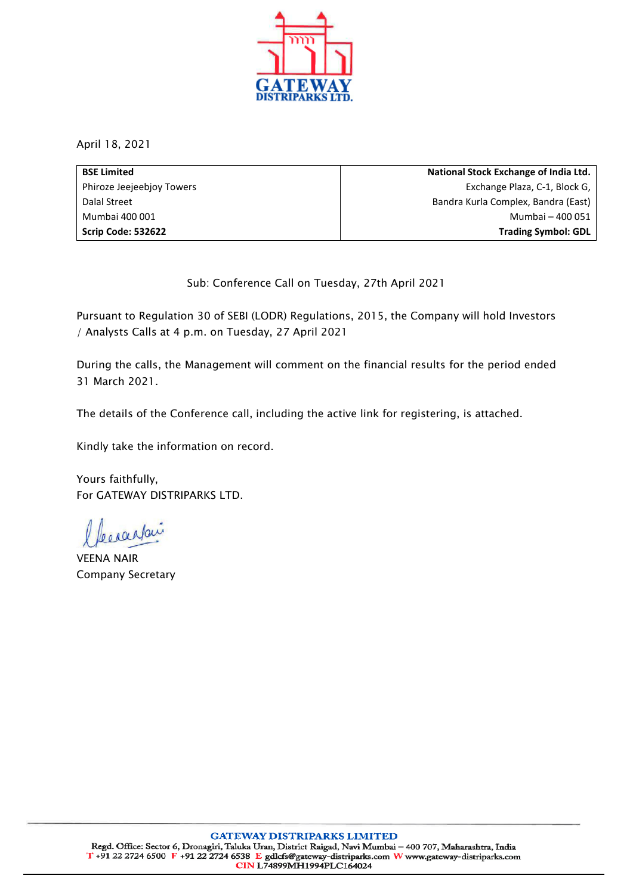GATEWAY DISTRIPARKS LTD.

April 18, 2021

| **BSE Limited** | **National Stock Exchange of India Ltd.** |
|---|---|
| Phiroze Jeejeebjoy Towers | Exchange Plaza, C-1, Block G, |
| Dalal Street | Bandra Kurla Complex, Bandra (East) |
| Mumbai 400 001 | Mumbai – 400 051 |
| **Scrip Code: 532622** | **Trading Symbol: GDL** |

Sub: Conference Call on Tuesday, 27th April 2021

Pursuant to Regulation 30 of SEBI (LODR) Regulations, 2015, the Company will hold Investors / Analysts Calls at 4 p.m. on Tuesday, 27 April 2021

During the calls, the Management will comment on the financial results for the period ended 31 March 2021.

The details of the Conference call, including the active link for registering, is attached.

Kindly take the information on record.

Yours faithfully,
For GATEWAY DISTRIPARKS LTD.

VEENA NAIR
Company Secretary

**GATEWAY DISTRIPARKS LIMITED**
Regd. Office: Sector 6, Dronagiri, Taluka Uran, District Raigad, Navi Mumbai – 400 707, Maharashtra, India
T +91 22 2724 6500 F +91 22 2724 6538 E gdlcfs@gateway-distriparks.com W www.gateway-distriparks.com
CIN L74899MH1994PLC164024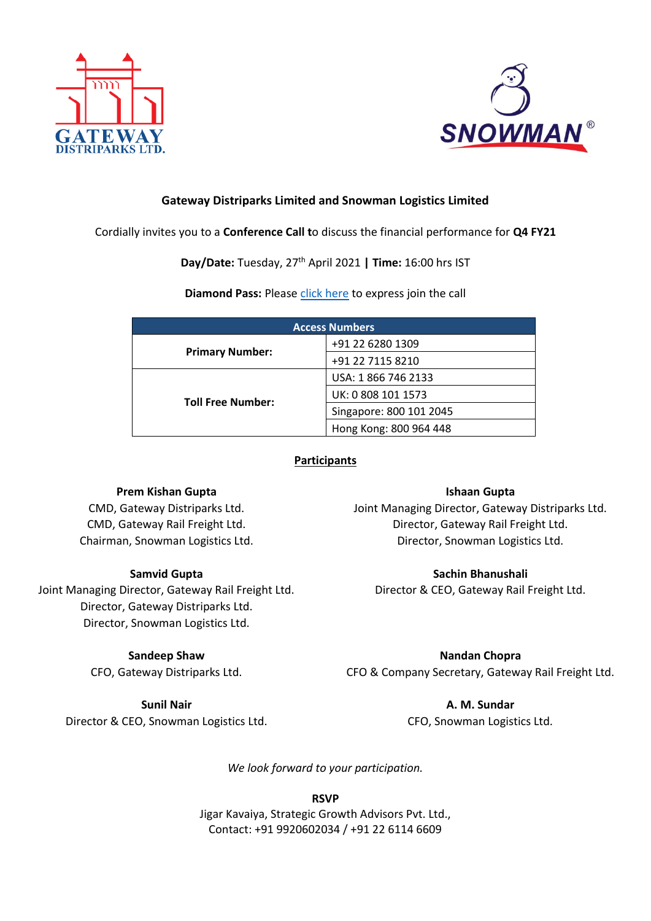**Gateway Distriparks Limited and Snowman Logistics Limited**

Cordially invites you to a **Conference Call t**o discuss the financial performance for **Q4 FY21**

**Day/Date:** Tuesday, 27th April 2021 **| Time:** 16:00 hrs IST

**Diamond Pass:** Please click here to express join the call

| Access Numbers | |
|---|---|
| **Primary Number:** | +91 22 6280 1309 |
| | +91 22 7115 8210 |
| **Toll Free Number:** | USA: 1 866 746 2133 |
| | UK: 0 808 101 1573 |
| | Singapore: 800 101 2045 |
| | Hong Kong: 800 964 448 |

**Participants**

**Prem Kishan Gupta**
CMD, Gateway Distriparks Ltd.
CMD, Gateway Rail Freight Ltd.
Chairman, Snowman Logistics Ltd.

**Ishaan Gupta**
Joint Managing Director, Gateway Distriparks Ltd.
Director, Gateway Rail Freight Ltd.
Director, Snowman Logistics Ltd.

**Samvid Gupta**
Joint Managing Director, Gateway Rail Freight Ltd.
Director, Gateway Distriparks Ltd.
Director, Snowman Logistics Ltd.

**Sachin Bhanushali**
Director & CEO, Gateway Rail Freight Ltd.

**Sandeep Shaw**
CFO, Gateway Distriparks Ltd.

**Nandan Chopra**
CFO & Company Secretary, Gateway Rail Freight Ltd.

**Sunil Nair**
Director & CEO, Snowman Logistics Ltd.

**A. M. Sundar**
CFO, Snowman Logistics Ltd.

*We look forward to your participation.*

**RSVP**
Jigar Kavaiya, Strategic Growth Advisors Pvt. Ltd.,
Contact: +91 9920602034 / +91 22 6114 6609